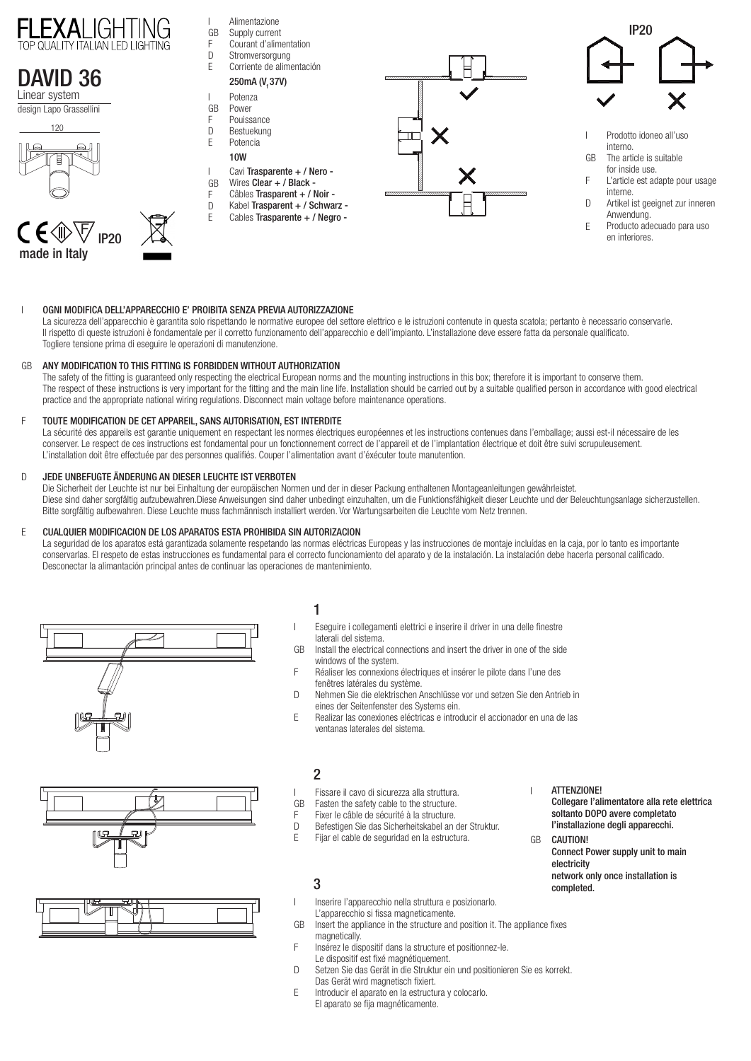# FLEXALIGHTING
TOP QUALITY ITALIAN LED LIGHTING

## DAVID 36
Linear system
design Lapo Grassellini

120

IP20
made in Italy

I Alimentazione
GB Supply current
F Courant d'alimentation
D Stromversorgung
E Corriente de alimentación

**250mA ($V_f$ 37V)**

I Potenza
GB Power
F Pouissance
D Bestuekung
E Potencia

**10W**

I Cavi **Trasparente + / Nero -**
GB Wires **Clear + / Black -**
F Câbles **Trasparent + / Noir -**
D Kabel **Trasparent + / Schwarz -**
E Cables **Trasparente + / Negro -**

IP20

I Prodotto idoneo all'uso interno.
GB The article is suitable for inside use.
F L'article est adapte pour usage interne.
D Artikel ist geeignet zur inneren Anwendung.
E Producto adecuado para uso en interiores.

I **OGNI MODIFICA DELL'APPARECCHIO E' PROIBITA SENZA PREVIA AUTORIZZAZIONE**
La sicurezza dell'apparecchio è garantita solo rispettando le normative europee del settore elettrico e le istruzioni contenute in questa scatola; pertanto è necessario conservarle. Il rispetto di queste istruzioni è fondamentale per il corretto funzionamento dell'apparecchio e dell'impianto. L'installazione deve essere fatta da personale qualificato. Togliere tensione prima di eseguire le operazioni di manutenzione.

GB **ANY MODIFICATION TO THIS FITTING IS FORBIDDEN WITHOUT AUTHORIZATION**
The safety of the fitting is guaranteed only respecting the electrical European norms and the mounting instructions in this box; therefore it is important to conserve them. The respect of these instructions is very important for the fitting and the main line life. Installation should be carried out by a suitable qualified person in accordance with good electrical practice and the appropriate national wiring regulations. Disconnect main voltage before maintenance operations.

F **TOUTE MODIFICATION DE CET APPAREIL, SANS AUTORISATION, EST INTERDITE**
La sécurité des appareils est garantie uniquement en respectant les normes électriques européennes et les instructions contenues dans l'emballage; aussi est-il nécessaire de les conserver. Le respect de ces instructions est fondamental pour un fonctionnement correct de l'appareil et de l'implantation électrique et doit être suivi scrupuleusement. L'installation doit être effectuée par des personnes qualifiés. Couper l'alimentation avant d'éxécuter toute manutention.

D **JEDE UNBEFUGTE ÄNDERUNG AN DIESER LEUCHTE IST VERBOTEN**
Die Sicherheit der Leuchte ist nur bei Einhaltung der europäischen Normen und der in dieser Packung enthaltenen Montageanleitungen gewährleistet. Diese sind daher sorgfältig aufzubewahren.Diese Anweisungen sind daher unbedingt einzuhalten, um die Funktionsfähigkeit dieser Leuchte und der Beleuchtungsanlage sicherzustellen. Bitte sorgfältig aufbewahren. Diese Leuchte muss fachmännisch installiert werden. Vor Wartungsarbeiten die Leuchte vom Netz trennen.

E **CUALQUIER MODIFICACION DE LOS APARATOS ESTA PROHIBIDA SIN AUTORIZACION**
La seguridad de los aparatos está garantizada solamente respetando las normas eléctricas Europeas y las instrucciones de montaje incluídas en la caja, por lo tanto es importante conservarlas. El respeto de estas instrucciones es fundamental para el correcto funcionamiento del aparato y de la instalación. La instalación debe hacerla personal calificado. Desconectar la alimantación principal antes de continuar las operaciones de mantenimiento.

### 1

I Eseguire i collegamenti elettrici e inserire il driver in una delle finestre laterali del sistema.
GB Install the electrical connections and insert the driver in one of the side windows of the system.
F Réaliser les connexions électriques et insérer le pilote dans l'une des fenêtres latérales du système.
D Nehmen Sie die elektrischen Anschlüsse vor und setzen Sie den Antrieb in eines der Seitenfenster des Systems ein.
E Realizar las conexiones eléctricas e introducir el accionador en una de las ventanas laterales del sistema.

### 2

I Fissare il cavo di sicurezza alla struttura.
GB Fasten the safety cable to the structure.
F Fixer le câble de sécurité à la structure.
D Befestigen Sie das Sicherheitskabel an der Struktur.
E Fijar el cable de seguridad en la estructura.

I **ATTENZIONE!**
**Collegare l'alimentatore alla rete elettrica soltanto DOPO avere completato l'installazione degli apparecchi.**

GB **CAUTION!**
**Connect Power supply unit to main electricity network only once installation is completed.**

### 3

I Inserire l'apparecchio nella struttura e posizionarlo. L'apparecchio si fissa magneticamente.
GB Insert the appliance in the structure and position it. The appliance fixes magnetically.
F Insérez le dispositif dans la structure et positionnez-le. Le dispositif est fixé magnétiquement.
D Setzen Sie das Gerät in die Struktur ein und positionieren Sie es korrekt. Das Gerät wird magnetisch fixiert.
E Introducir el aparato en la estructura y colocarlo. El aparato se fija magnéticamente.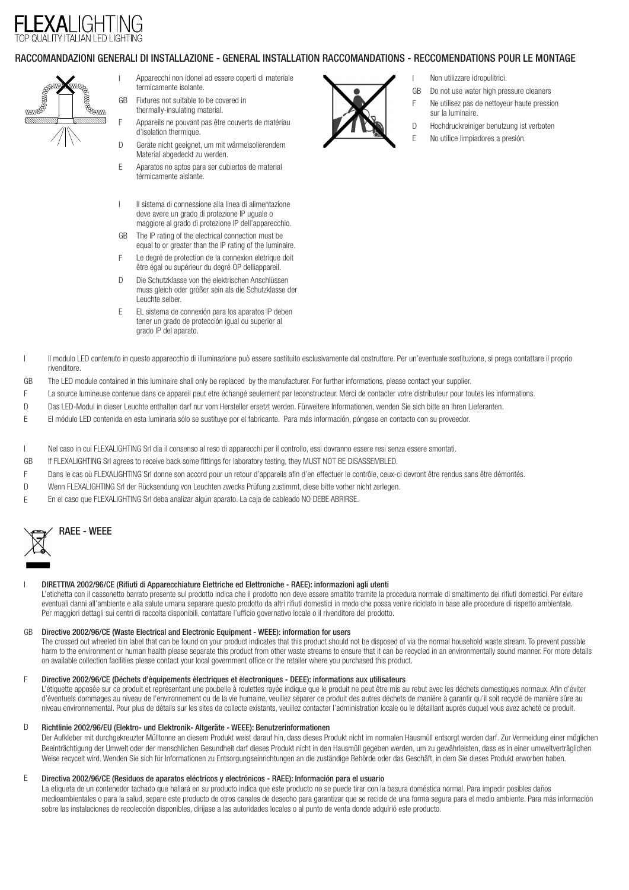# FLEXALIGHTING
TOP QUALITY ITALIAN LED LIGHTING

## RACCOMANDAZIONI GENERALI DI INSTALLAZIONE - GENERAL INSTALLATION RACCOMANDATIONS - RECCOMENDATIONS POUR LE MONTAGE

I Apparecchi non idonei ad essere coperti di materiale termicamente isolante.

GB Fixtures not suitable to be covered in thermally-insulating material.

F Appareils ne pouvant pas être couverts de matériau d'isolation thermique.

D Geräte nicht geeignet, um mit wärmeisolierendem Material abgedeckt zu werden.

E Aparatos no aptos para ser cubiertos de material térmicamente aislante.

I Il sistema di connessione alla linea di alimentazione deve avere un grado di protezione IP uguale o maggiore al grado di protezione IP dell'apparecchio.

GB The IP rating of the electrical connection must be equal to or greater than the IP rating of the luminaire.

F Le degré de protection de la connexion eletrique doit être égal ou supérieur du degré OP delliappareil.

D Die Schutzklasse von the elektrischen Anschlüssen muss gleich oder größer sein als die Schutzklasse der Leuchte selber.

E EL sistema de connexión para los aparatos IP deben tener un grado de protección igual ou superior al grado IP del aparato.

I Non utilizzare idropulitrici.

GB Do not use water high pressure cleaners

F Ne utilisez pas de nettoyeur haute pression sur la luminaire.

D Hochdruckreiniger benutzung ist verboten

E No utilice limpiadores a presión.

I Il modulo LED contenuto in questo apparecchio di illuminazione può essere sostituito esclusivamente dal costruttore. Per un'eventuale sostituzione, si prega contattare il proprio rivenditore.

GB The LED module contained in this luminaire shall only be replaced by the manufacturer. For further informations, please contact your supplier.

F La source lumineuse contenue dans ce appareil peut etre échangé seulement par leconstructeur. Merci de contacter votre distributeur pour toutes les informations.

D Das LED-Modul in dieser Leuchte enthalten darf nur vom Hersteller ersetzt werden. Fürweitere Informationen, wenden Sie sich bitte an Ihren Lieferanten.

E El módulo LED contenida en esta luminaria sólo se sustituye por el fabricante. Para más información, póngase en contacto con su proveedor.

I Nel caso in cui FLEXALIGHTING Srl dia il consenso al reso di apparecchi per il controllo, essi dovranno essere resi senza essere smontati.

GB If FLEXALIGHTING Srl agrees to receive back some fittings for laboratory testing, they MUST NOT BE DISASSEMBLED.

F Dans le cas où FLEXALIGHTING Srl donne son accord pour un retour d'appareils afin d'en effectuer le contrôle, ceux-ci devront être rendus sans être démontés.

D Wenn FLEXALIGHTING Srl der Rücksendung von Leuchten zwecks Prüfung zustimmt, diese bitte vorher nicht zerlegen.

E En el caso que FLEXALIGHTING Srl deba analizar algún aparato. La caja de cableado NO DEBE ABRIRSE.

## RAEE - WEEE

I **DIRETTIVA 2002/96/CE (Rifiuti di Apparecchiature Elettriche ed Elettroniche - RAEE): informazioni agli utenti**
L'etichetta con il cassonetto barrato presente sul prodotto indica che il prodotto non deve essere smaltito tramite la procedura normale di smaltimento dei rifiuti domestici. Per evitare eventuali danni all'ambiente e alla salute umana separare questo prodotto da altri rifiuti domestici in modo che possa venire riciclato in base alle procedure di rispetto ambientale. Per maggiori dettagli sui centri di raccolta disponibili, contattare l'ufficio governativo locale o il rivenditore del prodotto.

GB **Directive 2002/96/CE (Waste Electrical and Electronic Equipment - WEEE): information for users**
The crossed out wheeled bin label that can be found on your product indicates that this product should not be disposed of via the normal household waste stream. To prevent possible harm to the environment or human health please separate this product from other waste streams to ensure that it can be recycled in an environmentally sound manner. For more details on available collection facilities please contact your local government office or the retailer where you purchased this product.

F **Directive 2002/96/CE (Déchets d'èquipements èlectriques et èlectroniques - DEEE): informations aux utilisateurs**
L'étiquette apposée sur ce produit et représentant une poubelle à roulettes rayée indique que le produit ne peut être mis au rebut avec les déchets domestiques normaux. Afin d'éviter d'éventuels dommages au niveau de l'environnement ou de la vie humaine, veuillez séparer ce produit des autres déchets de manière à garantir qu'il soit recyclé de manière sûre au niveau environnemental. Pour plus de détails sur les sites de collecte existants, veuillez contacter l'administration locale ou le détaillant auprés duquel vous avez acheté ce produit.

D **Richtlinie 2002/96/EU (Elektro- und Elektronik- Altgeräte - WEEE): Benutzerinformationen**
Der Aufkleber mit durchgekreuzter Mülltonne an diesem Produkt weist darauf hin, dass dieses Produkt nicht im normalen Hausmüll entsorgt werden darf. Zur Vermeidung einer möglichen Beeinträchtigung der Umwelt oder der menschlichen Gesundheit darf dieses Produkt nicht in den Hausmüll gegeben werden, um zu gewährleisten, dass es in einer umweltverträglichen Weise recycelt wird. Wenden Sie sich für Informationen zu Entsorgungseinrichtungen an die zuständige Behörde oder das Geschäft, in dem Sie dieses Produkt erworben haben.

E **Directiva 2002/96/CE (Residuos de aparatos eléctricos y electrónicos - RAEE): Información para el usuario**
La etiqueta de un contenedor tachado que hallará en su producto indica que este producto no se puede tirar con la basura doméstica normal. Para impedir posibles daños medioambientales o para la salud, separe este producto de otros canales de desecho para garantizar que se recicle de una forma segura para el medio ambiente. Para más información sobre las instalaciones de recolección disponibles, diríjase a las autoridades locales o al punto de venta donde adquirió este producto.